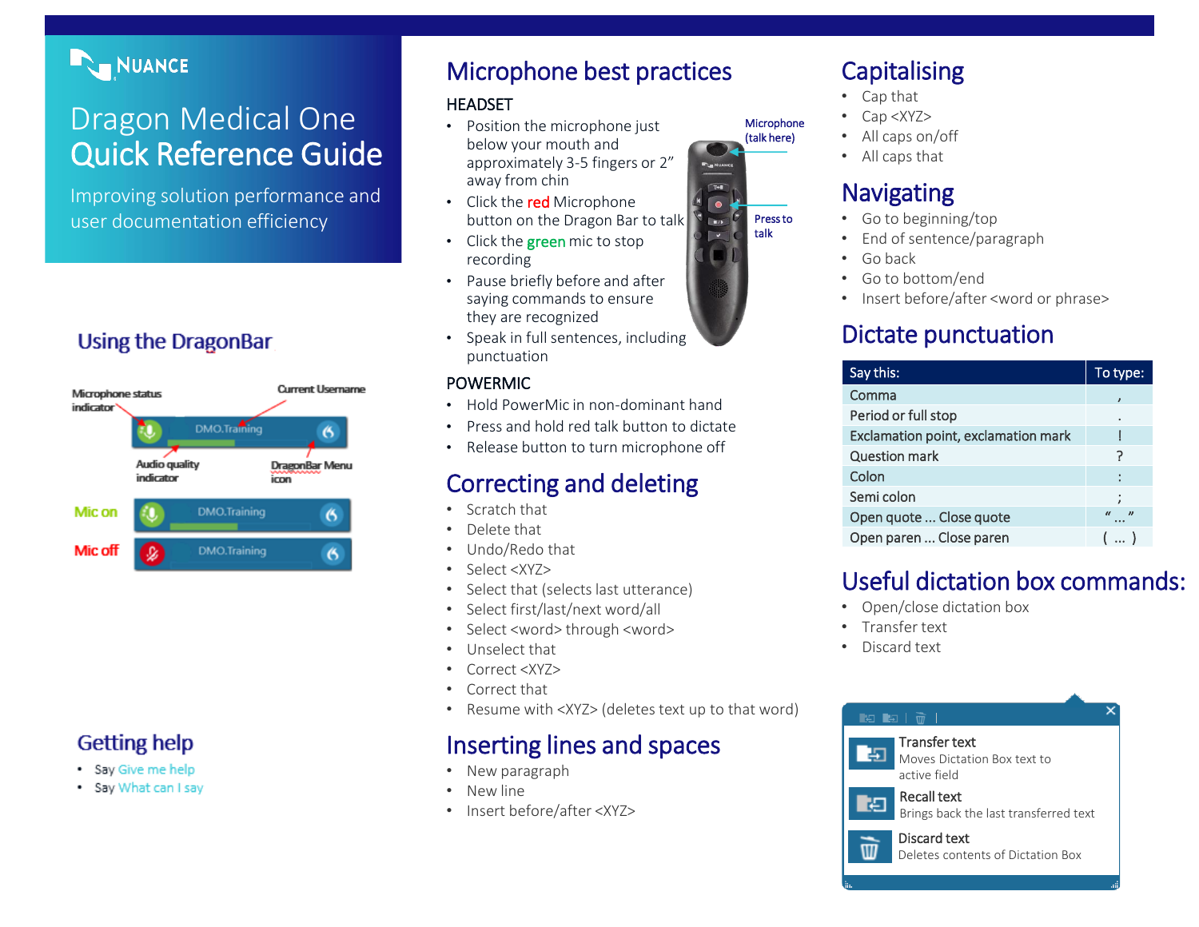NUANCE

# Dragon Medical One Quick Reference Guide

Improving solution performance and user documentation efficiency

## Using the DragonBar

Microphone status indicator

Current Username

Audio quality indicator

DragonBar Menu icon

Mic on

Mic off

## Getting help

- Say Give me help
- Say What can I say

## Microphone best practices

### HEADSET

- Position the microphone just below your mouth and approximately 3-5 fingers or 2" away from chin
- Click the red Microphone button on the Dragon Bar to talk
- Click the green mic to stop recording
- Pause briefly before and after saying commands to ensure they are recognized
- Speak in full sentences, including punctuation

Microphone (talk here)

Press to talk

### POWERMIC

- Hold PowerMic in non-dominant hand
- Press and hold red talk button to dictate
- Release button to turn microphone off

## Correcting and deleting

- Scratch that
- Delete that
- Undo/Redo that
- Select <XYZ>
- Select that (selects last utterance)
- Select first/last/next word/all
- Select <word> through <word>
- Unselect that
- Correct <XYZ>
- Correct that
- Resume with <XYZ> (deletes text up to that word)

## Inserting lines and spaces

- New paragraph
- New line
- Insert before/after <XYZ>

## Capitalising

- Cap that
- Cap <XYZ>
- All caps on/off
- All caps that

## Navigating

- Go to beginning/top
- End of sentence/paragraph
- Go back
- Go to bottom/end
- Insert before/after <word or phrase>

## Dictate punctuation

| Say this: | To type: |
|---|---|
| Comma | , |
| Period or full stop | . |
| Exclamation point, exclamation mark | ! |
| Question mark | ? |
| Colon | : |
| Semi colon | ; |
| Open quote ... Close quote | " ... " |
| Open paren ... Close paren | ( ... ) |

## Useful dictation box commands:

- Open/close dictation box
- Transfer text
- Discard text

**Transfer text**
Moves Dictation Box text to active field

**Recall text**
Brings back the last transferred text

**Discard text**
Deletes contents of Dictation Box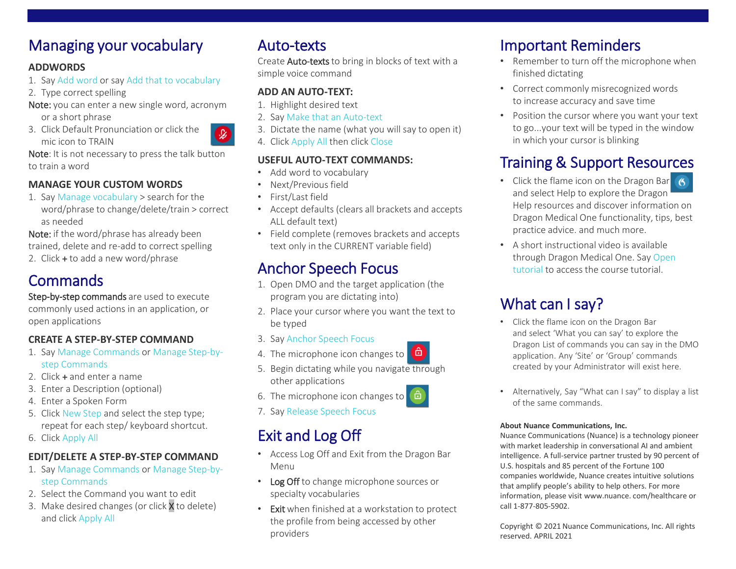# Managing your vocabulary

### ADDWORDS

1. Say Add word or say Add that to vocabulary
2. Type correct spelling

**Note:** you can enter a new single word, acronym or a short phrase

3. Click Default Pronunciation or click the mic icon to TRAIN

**Note**: It is not necessary to press the talk button to train a word

### MANAGE YOUR CUSTOM WORDS

1. Say Manage vocabulary > search for the word/phrase to change/delete/train > correct as needed

**Note:** if the word/phrase has already been trained, delete and re-add to correct spelling

2. Click **+** to add a new word/phrase

# Commands

**Step-by-step commands** are used to execute commonly used actions in an application, or open applications

### CREATE A STEP-BY-STEP COMMAND

1. Say Manage Commands or Manage Step-by-step Commands
2. Click **+** and enter a name
3. Enter a Description (optional)
4. Enter a Spoken Form
5. Click New Step and select the step type; repeat for each step/ keyboard shortcut.
6. Click Apply All

### EDIT/DELETE A STEP-BY-STEP COMMAND

1. Say Manage Commands or Manage Step-by-step Commands
2. Select the Command you want to edit
3. Make desired changes (or click **X** to delete) and click Apply All

# Auto-texts

Create **Auto-texts** to bring in blocks of text with a simple voice command

### ADD AN AUTO-TEXT:

1. Highlight desired text
2. Say Make that an Auto-text
3. Dictate the name (what you will say to open it)
4. Click Apply All then click Close

### USEFUL AUTO-TEXT COMMANDS:

- Add word to vocabulary
- Next/Previous field
- First/Last field
- Accept defaults (clears all brackets and accepts ALL default text)
- Field complete (removes brackets and accepts text only in the CURRENT variable field)

# Anchor Speech Focus

1. Open DMO and the target application (the program you are dictating into)
2. Place your cursor where you want the text to be typed
3. Say Anchor Speech Focus
4. The microphone icon changes to
5. Begin dictating while you navigate through other applications
6. The microphone icon changes to
7. Say Release Speech Focus

# Exit and Log Off

- Access Log Off and Exit from the Dragon Bar Menu
- **Log Off** to change microphone sources or specialty vocabularies
- **Exit** when finished at a workstation to protect the profile from being accessed by other providers

# Important Reminders

- Remember to turn off the microphone when finished dictating
- Correct commonly misrecognized words to increase accuracy and save time
- Position the cursor where you want your text to go...your text will be typed in the window in which your cursor is blinking

# Training & Support Resources

- Click the flame icon on the Dragon Bar and select Help to explore the Dragon Help resources and discover information on Dragon Medical One functionality, tips, best practice advice. and much more.
- A short instructional video is available through Dragon Medical One. Say Open tutorial to access the course tutorial.

# What can I say?

- Click the flame icon on the Dragon Bar and select 'What you can say' to explore the Dragon List of commands you can say in the DMO application. Any 'Site' or 'Group' commands created by your Administrator will exist here.
- Alternatively, Say "What can I say" to display a list of the same commands.

**About Nuance Communications, Inc.**
Nuance Communications (Nuance) is a technology pioneer with market leadership in conversational AI and ambient intelligence. A full-service partner trusted by 90 percent of U.S. hospitals and 85 percent of the Fortune 100 companies worldwide, Nuance creates intuitive solutions that amplify people's ability to help others. For more information, please visit www.nuance. com/healthcare or call 1-877-805-5902.

Copyright © 2021 Nuance Communications, Inc. All rights reserved. APRIL 2021